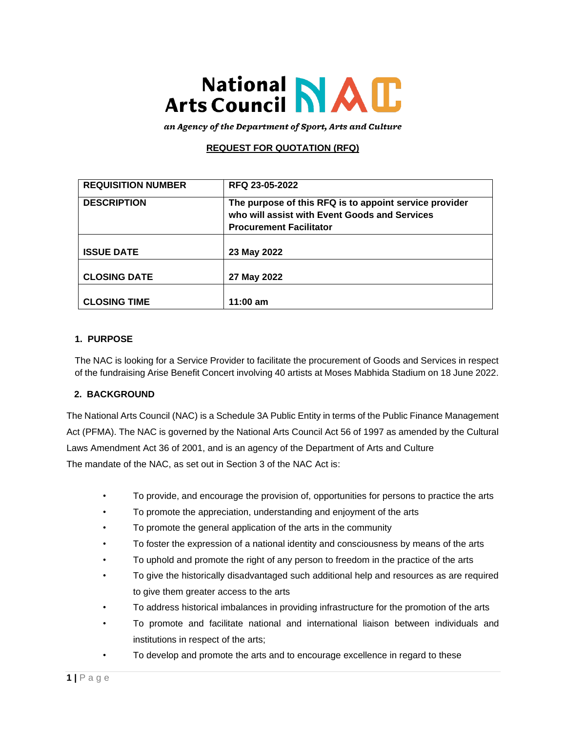National Arts Council

*an Agency of the Department of Sport, Arts and Culture*

## REQUEST FOR QUOTATION (RFQ)

| **REQUISITION NUMBER** | **RFQ 23-05-2022** |
|---|---|
| **DESCRIPTION** | **The purpose of this RFQ is to appoint service provider who will assist with Event Goods and Services Procurement Facilitator** |
| **ISSUE DATE** | **23 May 2022** |
| **CLOSING DATE** | **27 May 2022** |
| **CLOSING TIME** | **11:00 am** |

### 1. PURPOSE

The NAC is looking for a Service Provider to facilitate the procurement of Goods and Services in respect of the fundraising Arise Benefit Concert involving 40 artists at Moses Mabhida Stadium on 18 June 2022.

### 2. BACKGROUND

The National Arts Council (NAC) is a Schedule 3A Public Entity in terms of the Public Finance Management Act (PFMA). The NAC is governed by the National Arts Council Act 56 of 1997 as amended by the Cultural Laws Amendment Act 36 of 2001, and is an agency of the Department of Arts and Culture
The mandate of the NAC, as set out in Section 3 of the NAC Act is:

- To provide, and encourage the provision of, opportunities for persons to practice the arts
- To promote the appreciation, understanding and enjoyment of the arts
- To promote the general application of the arts in the community
- To foster the expression of a national identity and consciousness by means of the arts
- To uphold and promote the right of any person to freedom in the practice of the arts
- To give the historically disadvantaged such additional help and resources as are required to give them greater access to the arts
- To address historical imbalances in providing infrastructure for the promotion of the arts
- To promote and facilitate national and international liaison between individuals and institutions in respect of the arts;
- To develop and promote the arts and to encourage excellence in regard to these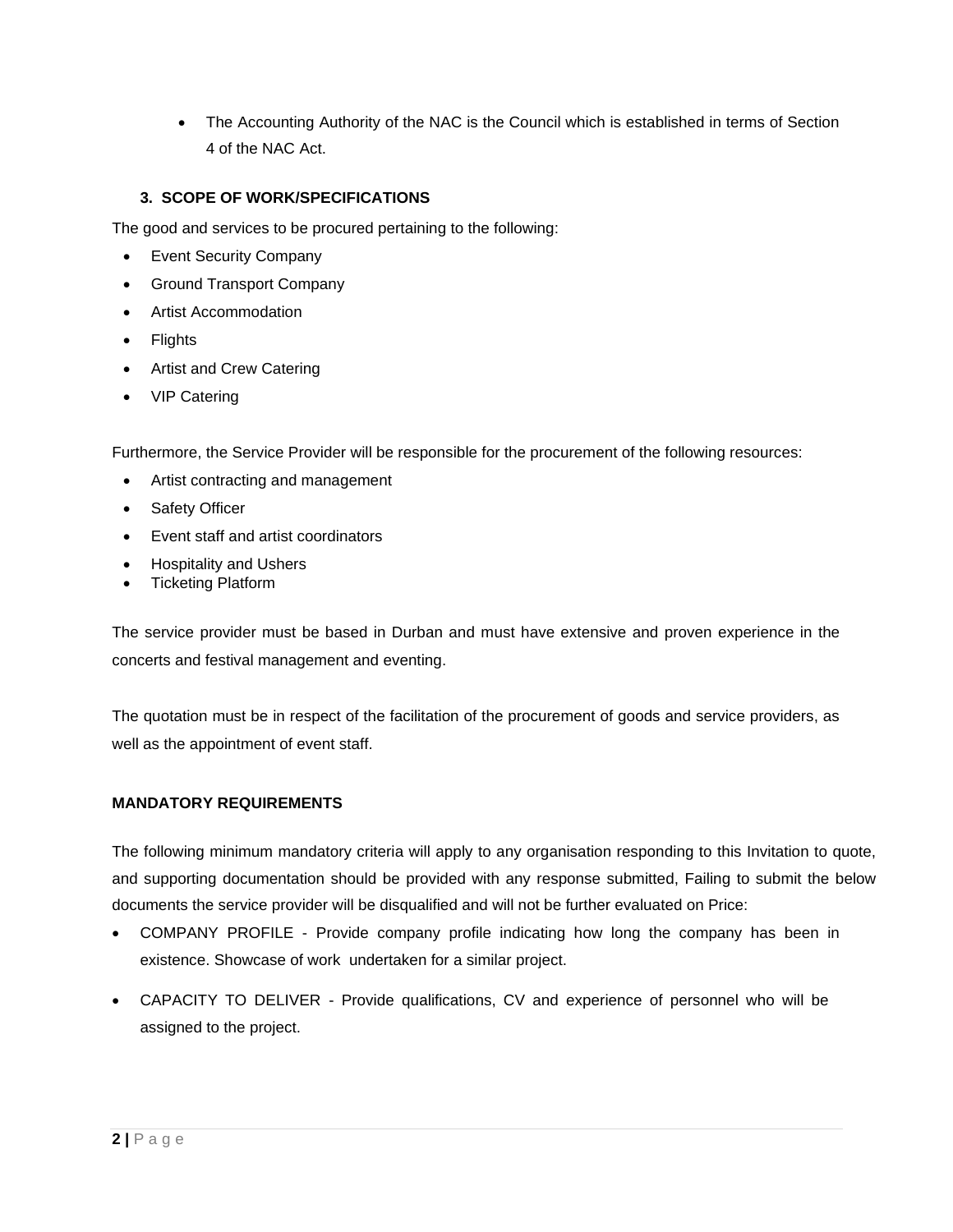- The Accounting Authority of the NAC is the Council which is established in terms of Section 4 of the NAC Act.

### 3. SCOPE OF WORK/SPECIFICATIONS

The good and services to be procured pertaining to the following:

- Event Security Company
- Ground Transport Company
- Artist Accommodation
- Flights
- Artist and Crew Catering
- VIP Catering

Furthermore, the Service Provider will be responsible for the procurement of the following resources:

- Artist contracting and management
- Safety Officer
- Event staff and artist coordinators
- Hospitality and Ushers
- Ticketing Platform

The service provider must be based in Durban and must have extensive and proven experience in the concerts and festival management and eventing.

The quotation must be in respect of the facilitation of the procurement of goods and service providers, as well as the appointment of event staff.

**MANDATORY REQUIREMENTS**

The following minimum mandatory criteria will apply to any organisation responding to this Invitation to quote, and supporting documentation should be provided with any response submitted, Failing to submit the below documents the service provider will be disqualified and will not be further evaluated on Price:

- COMPANY PROFILE - Provide company profile indicating how long the company has been in existence. Showcase of work undertaken for a similar project.
- CAPACITY TO DELIVER - Provide qualifications, CV and experience of personnel who will be assigned to the project.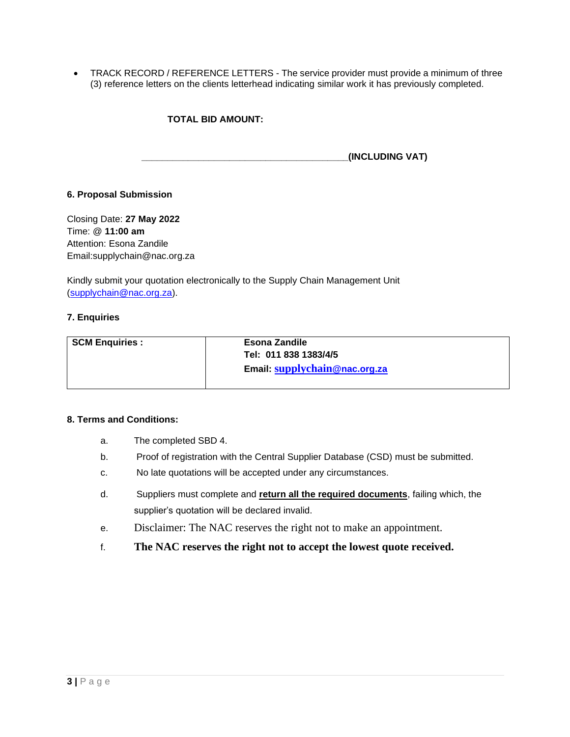- TRACK RECORD / REFERENCE LETTERS - The service provider must provide a minimum of three (3) reference letters on the clients letterhead indicating similar work it has previously completed.

**TOTAL BID AMOUNT:**

________________________________________**(INCLUDING VAT)**

**6. Proposal Submission**

Closing Date: **27 May 2022**
Time: @ **11:00 am**
Attention: Esona Zandile
Email:supplychain@nac.org.za

Kindly submit your quotation electronically to the Supply Chain Management Unit (supplychain@nac.org.za).

**7. Enquiries**

| **SCM Enquiries :** | **Esona Zandile**<br>**Tel: 011 838 1383/4/5**<br>**Email: supplychain@nac.org.za** |
|---|---|

**8. Terms and Conditions:**

a. The completed SBD 4.

b. Proof of registration with the Central Supplier Database (CSD) must be submitted.

c. No late quotations will be accepted under any circumstances.

d. Suppliers must complete and **return all the required documents**, failing which, the supplier's quotation will be declared invalid.

e. Disclaimer: The NAC reserves the right not to make an appointment.

f. **The NAC reserves the right not to accept the lowest quote received.**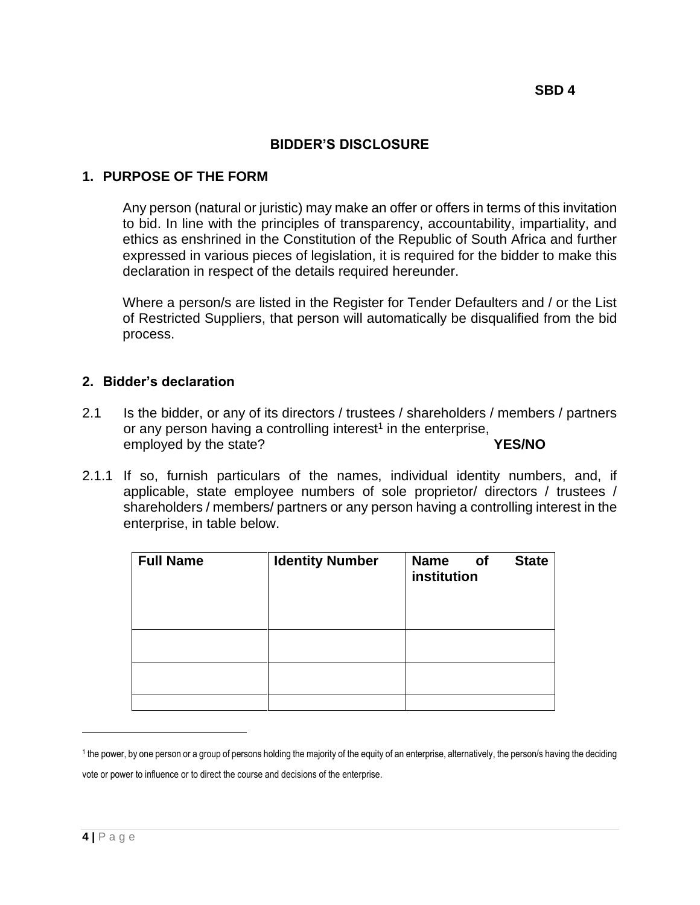**SBD 4**

## BIDDER'S DISCLOSURE

### 1. PURPOSE OF THE FORM

Any person (natural or juristic) may make an offer or offers in terms of this invitation to bid. In line with the principles of transparency, accountability, impartiality, and ethics as enshrined in the Constitution of the Republic of South Africa and further expressed in various pieces of legislation, it is required for the bidder to make this declaration in respect of the details required hereunder.

Where a person/s are listed in the Register for Tender Defaulters and / or the List of Restricted Suppliers, that person will automatically be disqualified from the bid process.

### 2. Bidder's declaration

2.1 Is the bidder, or any of its directors / trustees / shareholders / members / partners or any person having a controlling interest[1] in the enterprise, employed by the state? **YES/NO**

2.1.1 If so, furnish particulars of the names, individual identity numbers, and, if applicable, state employee numbers of sole proprietor/ directors / trustees / shareholders / members/ partners or any person having a controlling interest in the enterprise, in table below.

| Full Name | Identity Number | Name of State institution |
|---|---|---|
| | | |
| | | |
| | | |

[1] the power, by one person or a group of persons holding the majority of the equity of an enterprise, alternatively, the person/s having the deciding vote or power to influence or to direct the course and decisions of the enterprise.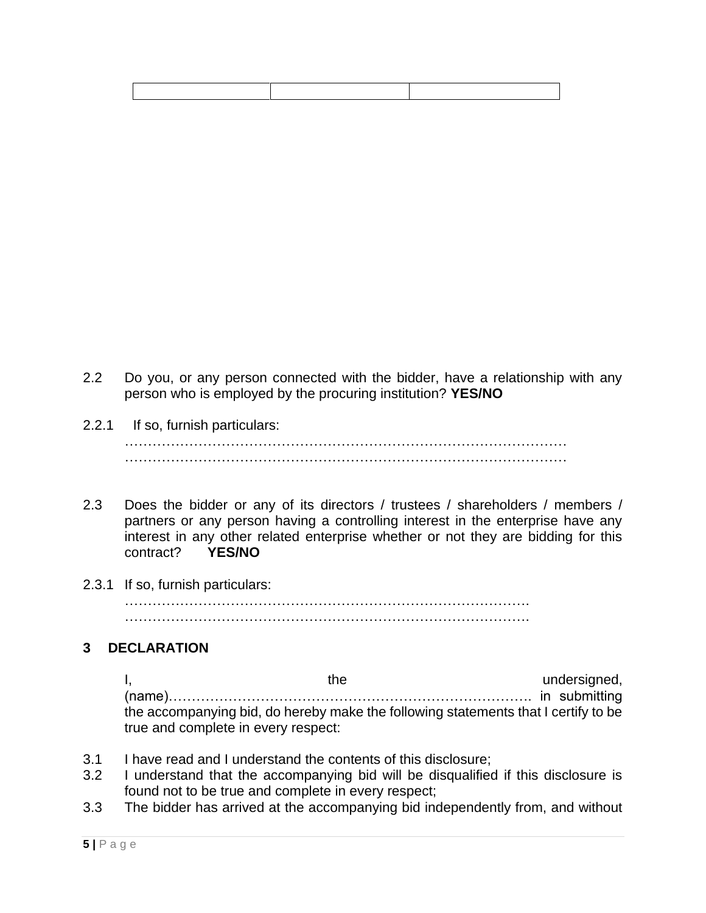| | | |
|---|---|---|
| | | |

2.2 Do you, or any person connected with the bidder, have a relationship with any person who is employed by the procuring institution? **YES/NO**

2.2.1 If so, furnish particulars:
………………………………………………………………………………………
………………………………………………………………………………………

2.3 Does the bidder or any of its directors / trustees / shareholders / members / partners or any person having a controlling interest in the enterprise have any interest in any other related enterprise whether or not they are bidding for this contract? **YES/NO**

2.3.1 If so, furnish particulars:
……………………………………………………………………………
……………………………………………………………………………

## 3 DECLARATION

I, the undersigned, (name)………………………………………………………………………. in submitting the accompanying bid, do hereby make the following statements that I certify to be true and complete in every respect:

3.1 I have read and I understand the contents of this disclosure;
3.2 I understand that the accompanying bid will be disqualified if this disclosure is found not to be true and complete in every respect;
3.3 The bidder has arrived at the accompanying bid independently from, and without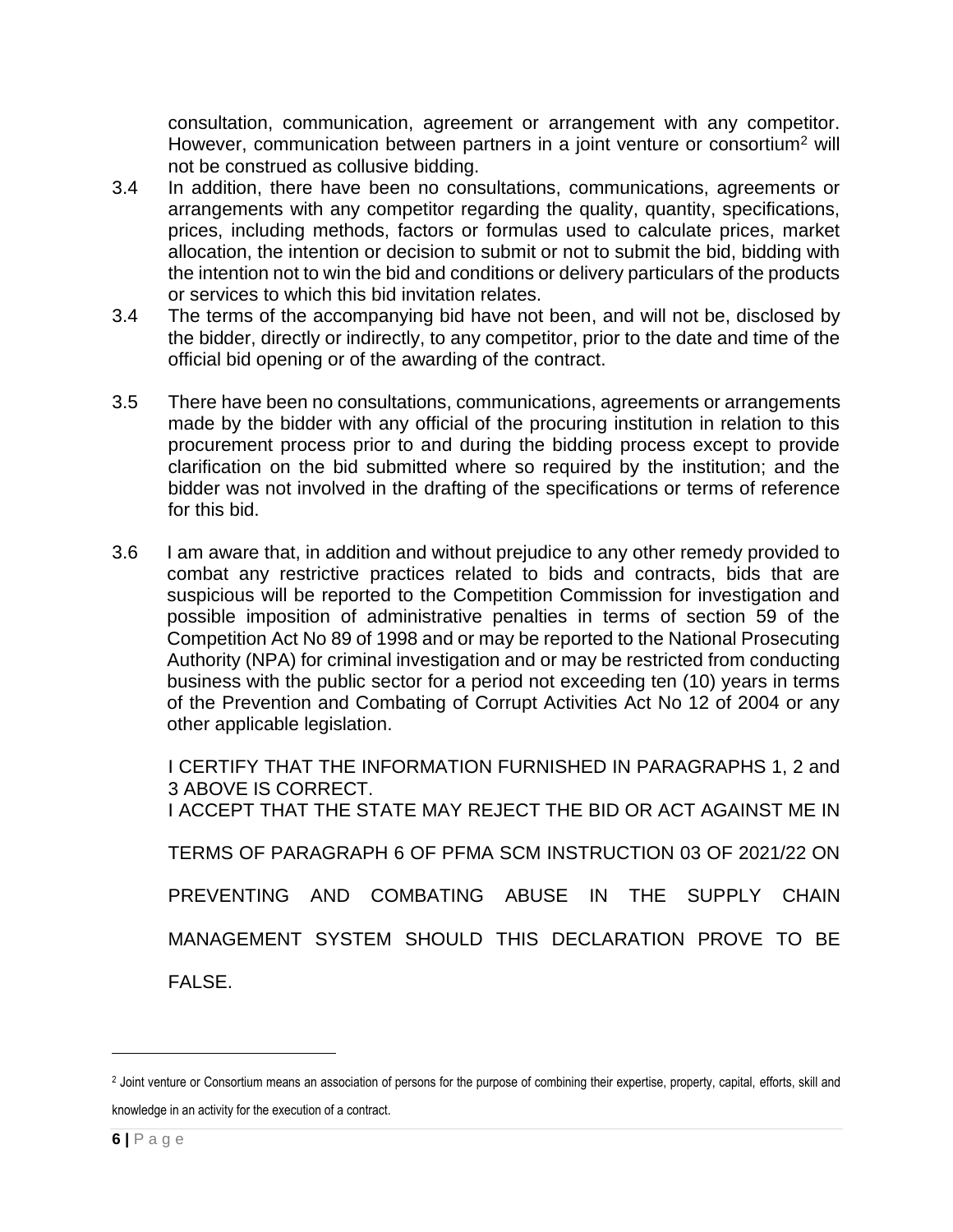consultation, communication, agreement or arrangement with any competitor. However, communication between partners in a joint venture or consortium[2] will not be construed as collusive bidding.

3.4 In addition, there have been no consultations, communications, agreements or arrangements with any competitor regarding the quality, quantity, specifications, prices, including methods, factors or formulas used to calculate prices, market allocation, the intention or decision to submit or not to submit the bid, bidding with the intention not to win the bid and conditions or delivery particulars of the products or services to which this bid invitation relates.

3.4 The terms of the accompanying bid have not been, and will not be, disclosed by the bidder, directly or indirectly, to any competitor, prior to the date and time of the official bid opening or of the awarding of the contract.

3.5 There have been no consultations, communications, agreements or arrangements made by the bidder with any official of the procuring institution in relation to this procurement process prior to and during the bidding process except to provide clarification on the bid submitted where so required by the institution; and the bidder was not involved in the drafting of the specifications or terms of reference for this bid.

3.6 I am aware that, in addition and without prejudice to any other remedy provided to combat any restrictive practices related to bids and contracts, bids that are suspicious will be reported to the Competition Commission for investigation and possible imposition of administrative penalties in terms of section 59 of the Competition Act No 89 of 1998 and or may be reported to the National Prosecuting Authority (NPA) for criminal investigation and or may be restricted from conducting business with the public sector for a period not exceeding ten (10) years in terms of the Prevention and Combating of Corrupt Activities Act No 12 of 2004 or any other applicable legislation.

I CERTIFY THAT THE INFORMATION FURNISHED IN PARAGRAPHS 1, 2 and 3 ABOVE IS CORRECT.

I ACCEPT THAT THE STATE MAY REJECT THE BID OR ACT AGAINST ME IN TERMS OF PARAGRAPH 6 OF PFMA SCM INSTRUCTION 03 OF 2021/22 ON PREVENTING AND COMBATING ABUSE IN THE SUPPLY CHAIN MANAGEMENT SYSTEM SHOULD THIS DECLARATION PROVE TO BE FALSE.

---

[2] Joint venture or Consortium means an association of persons for the purpose of combining their expertise, property, capital, efforts, skill and knowledge in an activity for the execution of a contract.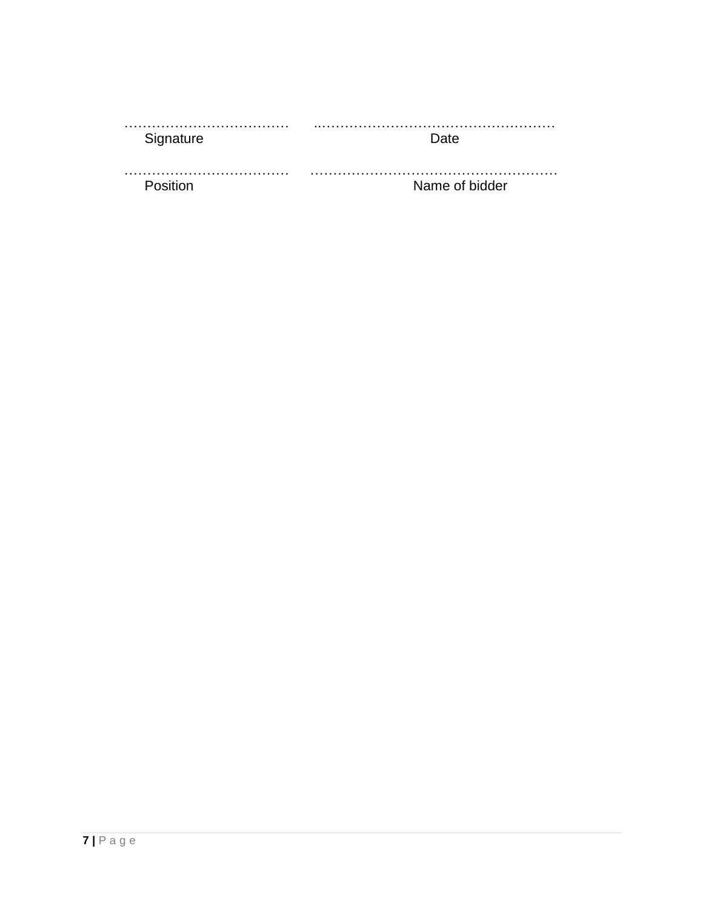……………………………… ..……………………………………………
Signature Date

……………………………… ………………………………………………
Position Name of bidder